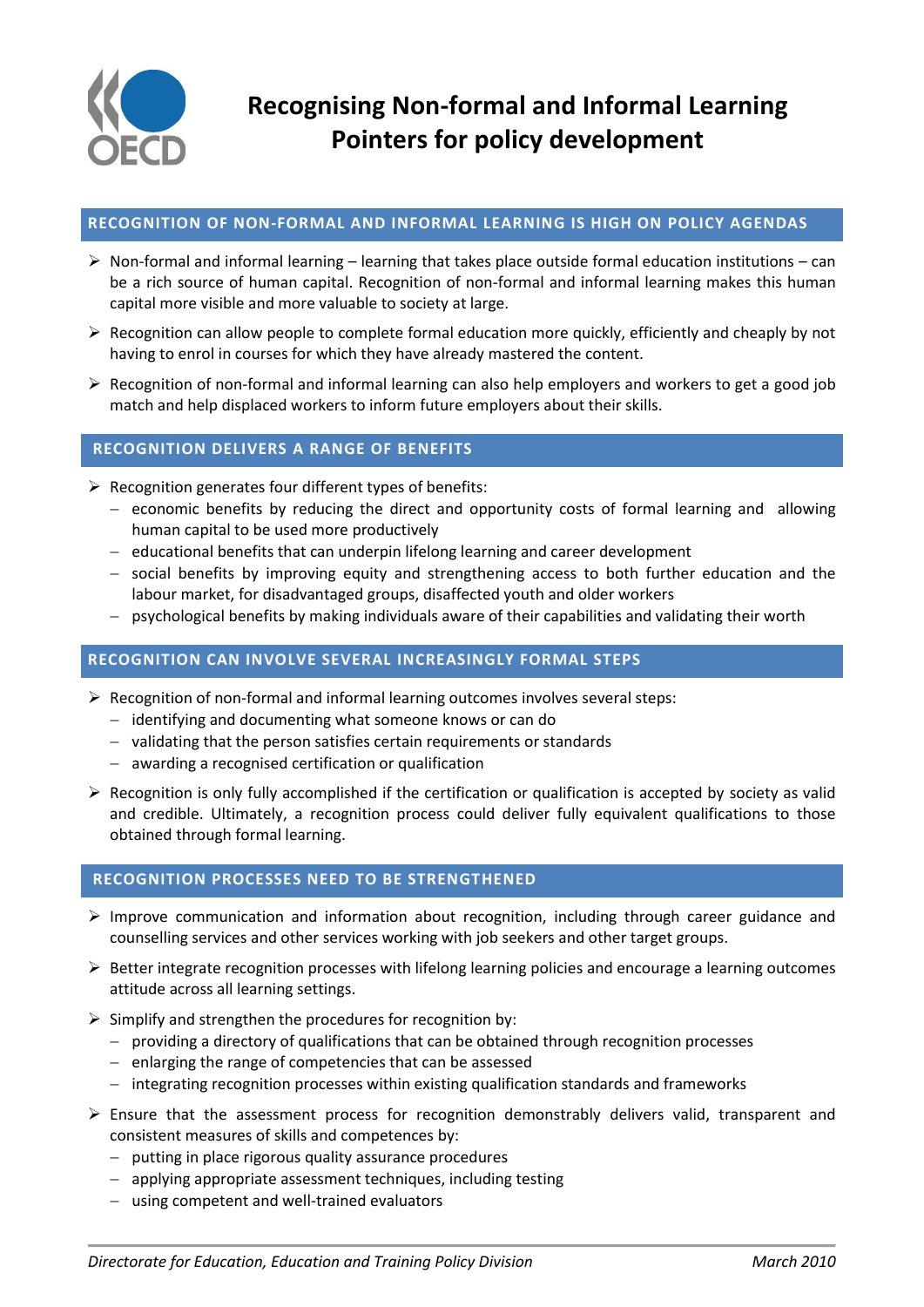# Recognising Non-formal and Informal Learning
# Pointers for policy development

## RECOGNITION OF NON-FORMAL AND INFORMAL LEARNING IS HIGH ON POLICY AGENDAS

- Non-formal and informal learning – learning that takes place outside formal education institutions – can be a rich source of human capital. Recognition of non-formal and informal learning makes this human capital more visible and more valuable to society at large.
- Recognition can allow people to complete formal education more quickly, efficiently and cheaply by not having to enrol in courses for which they have already mastered the content.
- Recognition of non-formal and informal learning can also help employers and workers to get a good job match and help displaced workers to inform future employers about their skills.

## RECOGNITION DELIVERS A RANGE OF BENEFITS

- Recognition generates four different types of benefits:
  - economic benefits by reducing the direct and opportunity costs of formal learning and allowing human capital to be used more productively
  - educational benefits that can underpin lifelong learning and career development
  - social benefits by improving equity and strengthening access to both further education and the labour market, for disadvantaged groups, disaffected youth and older workers
  - psychological benefits by making individuals aware of their capabilities and validating their worth

## RECOGNITION CAN INVOLVE SEVERAL INCREASINGLY FORMAL STEPS

- Recognition of non-formal and informal learning outcomes involves several steps:
  - identifying and documenting what someone knows or can do
  - validating that the person satisfies certain requirements or standards
  - awarding a recognised certification or qualification
- Recognition is only fully accomplished if the certification or qualification is accepted by society as valid and credible. Ultimately, a recognition process could deliver fully equivalent qualifications to those obtained through formal learning.

## RECOGNITION PROCESSES NEED TO BE STRENGTHENED

- Improve communication and information about recognition, including through career guidance and counselling services and other services working with job seekers and other target groups.
- Better integrate recognition processes with lifelong learning policies and encourage a learning outcomes attitude across all learning settings.
- Simplify and strengthen the procedures for recognition by:
  - providing a directory of qualifications that can be obtained through recognition processes
  - enlarging the range of competencies that can be assessed
  - integrating recognition processes within existing qualification standards and frameworks
- Ensure that the assessment process for recognition demonstrably delivers valid, transparent and consistent measures of skills and competences by:
  - putting in place rigorous quality assurance procedures
  - applying appropriate assessment techniques, including testing
  - using competent and well-trained evaluators

*Directorate for Education, Education and Training Policy Division* *March 2010*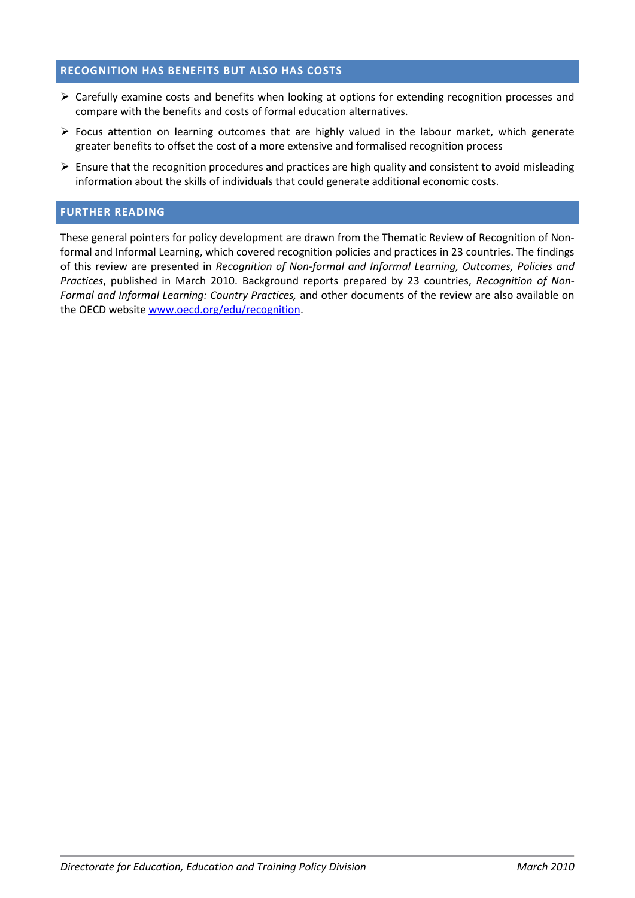## RECOGNITION HAS BENEFITS BUT ALSO HAS COSTS

- Carefully examine costs and benefits when looking at options for extending recognition processes and compare with the benefits and costs of formal education alternatives.
- Focus attention on learning outcomes that are highly valued in the labour market, which generate greater benefits to offset the cost of a more extensive and formalised recognition process
- Ensure that the recognition procedures and practices are high quality and consistent to avoid misleading information about the skills of individuals that could generate additional economic costs.

## FURTHER READING

These general pointers for policy development are drawn from the Thematic Review of Recognition of Non-formal and Informal Learning, which covered recognition policies and practices in 23 countries. The findings of this review are presented in *Recognition of Non-formal and Informal Learning, Outcomes, Policies and Practices*, published in March 2010. Background reports prepared by 23 countries, *Recognition of Non-Formal and Informal Learning: Country Practices,* and other documents of the review are also available on the OECD website [www.oecd.org/edu/recognition](http://www.oecd.org/edu/recognition).

*Directorate for Education, Education and Training Policy Division* *March 2010*